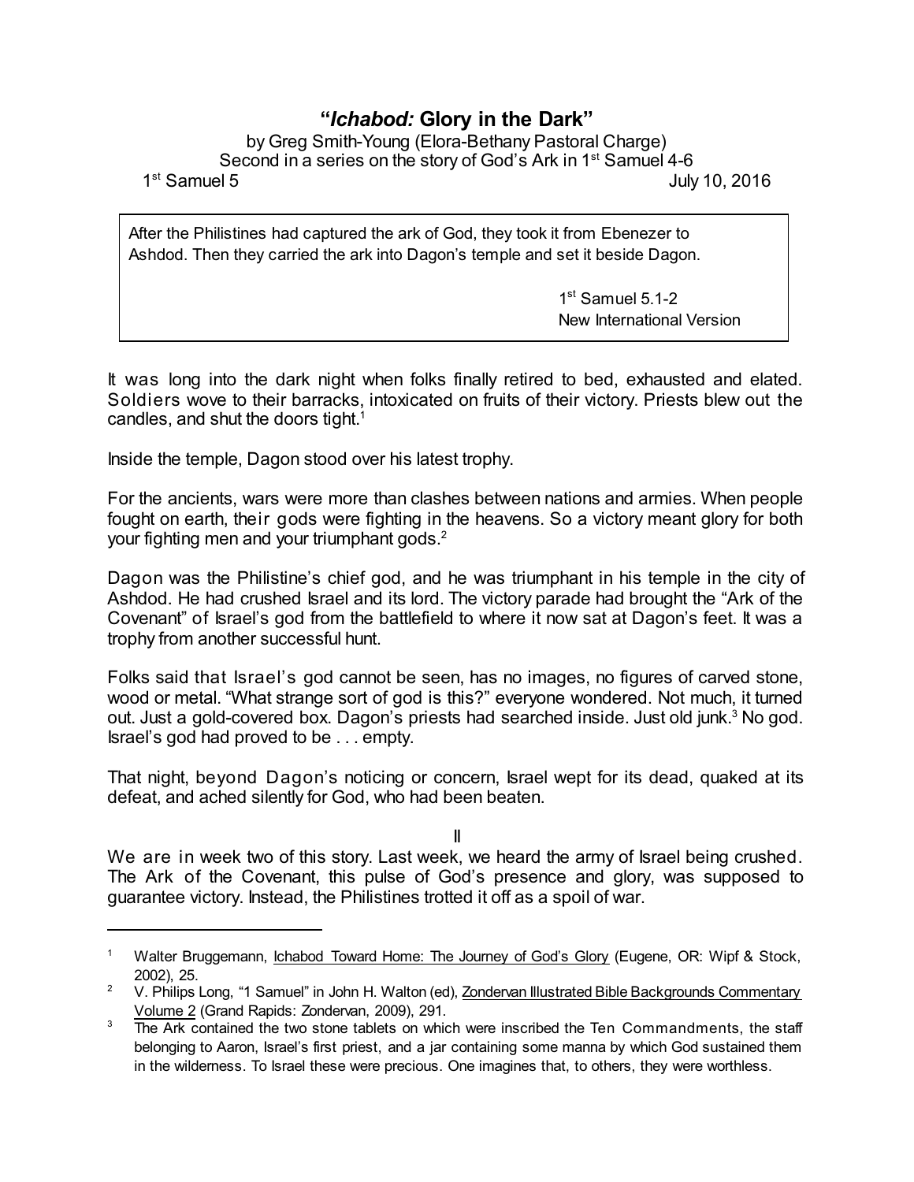# "*Ichabod:* Glory in the Dark"

by Greg Smith-Young (Elora-Bethany Pastoral Charge)
Second in a series on the story of God's Ark in 1st Samuel 4-6

1st Samuel 5 — July 10, 2016

> After the Philistines had captured the ark of God, they took it from Ebenezer to Ashdod. Then they carried the ark into Dagon's temple and set it beside Dagon.
>
> 1st Samuel 5.1-2
> New International Version

It was long into the dark night when folks finally retired to bed, exhausted and elated. Soldiers wove to their barracks, intoxicated on fruits of their victory. Priests blew out the candles, and shut the doors tight.[1]

Inside the temple, Dagon stood over his latest trophy.

For the ancients, wars were more than clashes between nations and armies. When people fought on earth, their gods were fighting in the heavens. So a victory meant glory for both your fighting men and your triumphant gods.[2]

Dagon was the Philistine's chief god, and he was triumphant in his temple in the city of Ashdod. He had crushed Israel and its lord. The victory parade had brought the "Ark of the Covenant" of Israel's god from the battlefield to where it now sat at Dagon's feet. It was a trophy from another successful hunt.

Folks said that Israel's god cannot be seen, has no images, no figures of carved stone, wood or metal. "What strange sort of god is this?" everyone wondered. Not much, it turned out. Just a gold-covered box. Dagon's priests had searched inside. Just old junk.[3] No god. Israel's god had proved to be . . . empty.

That night, beyond Dagon's noticing or concern, Israel wept for its dead, quaked at its defeat, and ached silently for God, who had been beaten.

II

We are in week two of this story. Last week, we heard the army of Israel being crushed. The Ark of the Covenant, this pulse of God's presence and glory, was supposed to guarantee victory. Instead, the Philistines trotted it off as a spoil of war.

---

[1] Walter Bruggemann, Ichabod Toward Home: The Journey of God's Glory (Eugene, OR: Wipf & Stock, 2002), 25.

[2] V. Philips Long, "1 Samuel" in John H. Walton (ed), Zondervan Illustrated Bible Backgrounds Commentary Volume 2 (Grand Rapids: Zondervan, 2009), 291.

[3] The Ark contained the two stone tablets on which were inscribed the Ten Commandments, the staff belonging to Aaron, Israel's first priest, and a jar containing some manna by which God sustained them in the wilderness. To Israel these were precious. One imagines that, to others, they were worthless.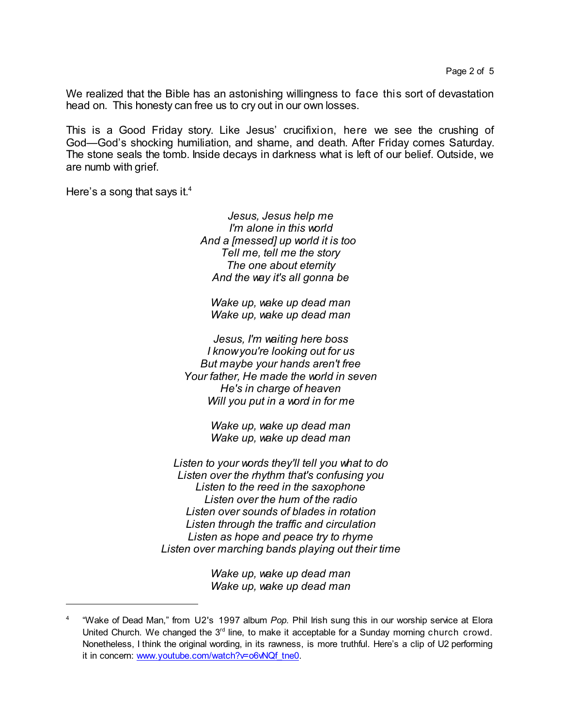We realized that the Bible has an astonishing willingness to face this sort of devastation head on. This honesty can free us to cry out in our own losses.

This is a Good Friday story. Like Jesus' crucifixion, here we see the crushing of God—God's shocking humiliation, and shame, and death. After Friday comes Saturday. The stone seals the tomb. Inside decays in darkness what is left of our belief. Outside, we are numb with grief.

Here's a song that says it.[4]

*Jesus, Jesus help me*
*I'm alone in this world*
*And a [messed] up world it is too*
*Tell me, tell me the story*
*The one about eternity*
*And the way it's all gonna be*

*Wake up, wake up dead man*
*Wake up, wake up dead man*

*Jesus, I'm waiting here boss*
*I know you're looking out for us*
*But maybe your hands aren't free*
*Your father, He made the world in seven*
*He's in charge of heaven*
*Will you put in a word in for me*

*Wake up, wake up dead man*
*Wake up, wake up dead man*

*Listen to your words they'll tell you what to do*
*Listen over the rhythm that's confusing you*
*Listen to the reed in the saxophone*
*Listen over the hum of the radio*
*Listen over sounds of blades in rotation*
*Listen through the traffic and circulation*
*Listen as hope and peace try to rhyme*
*Listen over marching bands playing out their time*

*Wake up, wake up dead man*
*Wake up, wake up dead man*

---

[4] "Wake of Dead Man," from U2's 1997 album *Pop*. Phil Irish sung this in our worship service at Elora United Church. We changed the 3rd line, to make it acceptable for a Sunday morning church crowd. Nonetheless, I think the original wording, in its rawness, is more truthful. Here's a clip of U2 performing it in concern: www.youtube.com/watch?v=o6vNQf_tne0.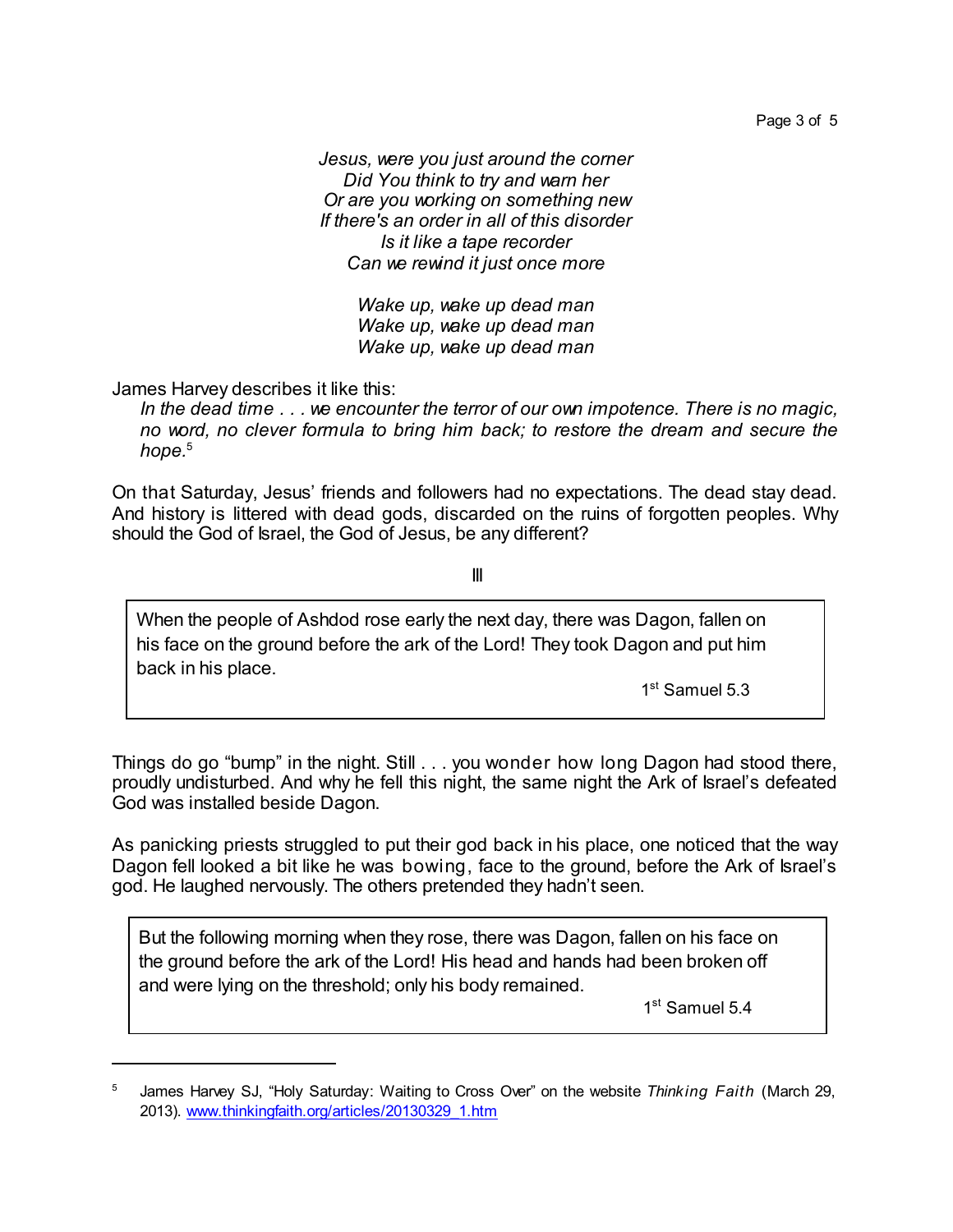*Jesus, were you just around the corner*
*Did You think to try and warn her*
*Or are you working on something new*
*If there's an order in all of this disorder*
*Is it like a tape recorder*
*Can we rewind it just once more*

*Wake up, wake up dead man*
*Wake up, wake up dead man*
*Wake up, wake up dead man*

James Harvey describes it like this:

> *In the dead time . . . we encounter the terror of our own impotence. There is no magic, no word, no clever formula to bring him back; to restore the dream and secure the hope.*[5]

On that Saturday, Jesus' friends and followers had no expectations. The dead stay dead. And history is littered with dead gods, discarded on the ruins of forgotten peoples. Why should the God of Israel, the God of Jesus, be any different?

III

> When the people of Ashdod rose early the next day, there was Dagon, fallen on his face on the ground before the ark of the Lord! They took Dagon and put him back in his place.
>
> 1st Samuel 5.3

Things do go "bump" in the night. Still . . . you wonder how long Dagon had stood there, proudly undisturbed. And why he fell this night, the same night the Ark of Israel's defeated God was installed beside Dagon.

As panicking priests struggled to put their god back in his place, one noticed that the way Dagon fell looked a bit like he was bowing, face to the ground, before the Ark of Israel's god. He laughed nervously. The others pretended they hadn't seen.

> But the following morning when they rose, there was Dagon, fallen on his face on the ground before the ark of the Lord! His head and hands had been broken off and were lying on the threshold; only his body remained.
>
> 1st Samuel 5.4

---

[5] James Harvey SJ, "Holy Saturday: Waiting to Cross Over" on the website *Thinking Faith* (March 29, 2013). www.thinkingfaith.org/articles/20130329_1.htm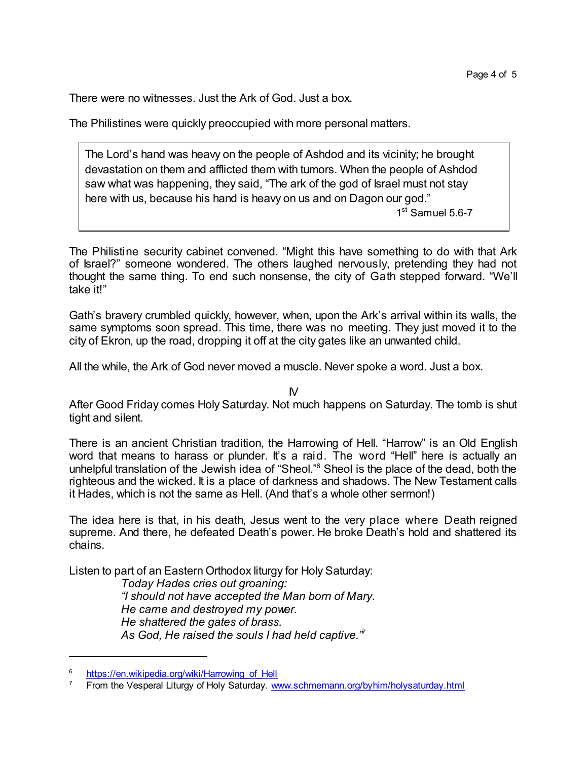There were no witnesses. Just the Ark of God. Just a box.

The Philistines were quickly preoccupied with more personal matters.

> The Lord's hand was heavy on the people of Ashdod and its vicinity; he brought devastation on them and afflicted them with tumors. When the people of Ashdod saw what was happening, they said, "The ark of the god of Israel must not stay here with us, because his hand is heavy on us and on Dagon our god."
>
> 1st Samuel 5.6-7

The Philistine security cabinet convened. "Might this have something to do with that Ark of Israel?" someone wondered. The others laughed nervously, pretending they had not thought the same thing. To end such nonsense, the city of Gath stepped forward. "We'll take it!"

Gath's bravery crumbled quickly, however, when, upon the Ark's arrival within its walls, the same symptoms soon spread. This time, there was no meeting. They just moved it to the city of Ekron, up the road, dropping it off at the city gates like an unwanted child.

All the while, the Ark of God never moved a muscle. Never spoke a word. Just a box.

## IV

After Good Friday comes Holy Saturday. Not much happens on Saturday. The tomb is shut tight and silent.

There is an ancient Christian tradition, the Harrowing of Hell. "Harrow" is an Old English word that means to harass or plunder. It's a raid. The word "Hell" here is actually an unhelpful translation of the Jewish idea of "Sheol."[6] Sheol is the place of the dead, both the righteous and the wicked. It is a place of darkness and shadows. The New Testament calls it Hades, which is not the same as Hell. (And that's a whole other sermon!)

The idea here is that, in his death, Jesus went to the very place where Death reigned supreme. And there, he defeated Death's power. He broke Death's hold and shattered its chains.

Listen to part of an Eastern Orthodox liturgy for Holy Saturday:

> *Today Hades cries out groaning:*
> *"I should not have accepted the Man born of Mary.*
> *He came and destroyed my power.*
> *He shattered the gates of brass.*
> *As God, He raised the souls I had held captive."*[7]

---

[6] https://en.wikipedia.org/wiki/Harrowing_of_Hell

[7] From the Vesperal Liturgy of Holy Saturday. www.schmemann.org/byhim/holysaturday.html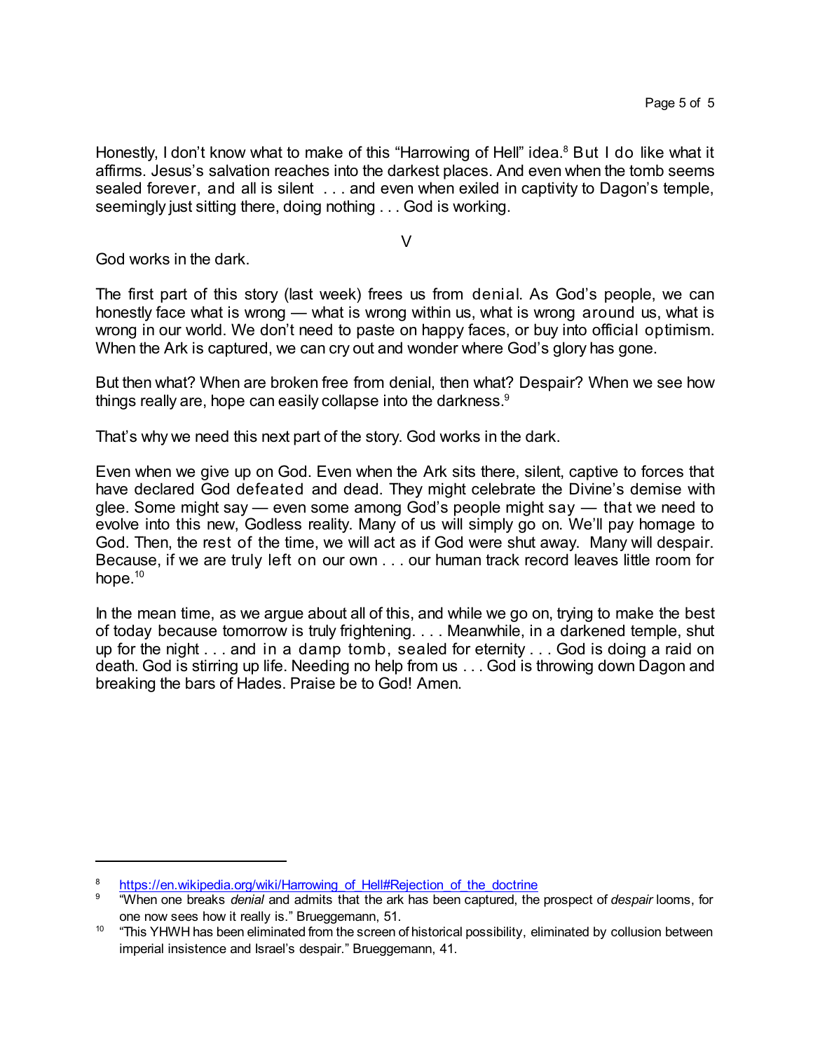Honestly, I don't know what to make of this "Harrowing of Hell" idea.[8] But I do like what it affirms. Jesus's salvation reaches into the darkest places. And even when the tomb seems sealed forever, and all is silent . . . and even when exiled in captivity to Dagon's temple, seemingly just sitting there, doing nothing . . . God is working.

V

God works in the dark.

The first part of this story (last week) frees us from denial. As God's people, we can honestly face what is wrong — what is wrong within us, what is wrong around us, what is wrong in our world. We don't need to paste on happy faces, or buy into official optimism. When the Ark is captured, we can cry out and wonder where God's glory has gone.

But then what? When are broken free from denial, then what? Despair? When we see how things really are, hope can easily collapse into the darkness.[9]

That's why we need this next part of the story. God works in the dark.

Even when we give up on God. Even when the Ark sits there, silent, captive to forces that have declared God defeated and dead. They might celebrate the Divine's demise with glee. Some might say — even some among God's people might say — that we need to evolve into this new, Godless reality. Many of us will simply go on. We'll pay homage to God. Then, the rest of the time, we will act as if God were shut away. Many will despair. Because, if we are truly left on our own . . . our human track record leaves little room for hope.[10]

In the mean time, as we argue about all of this, and while we go on, trying to make the best of today because tomorrow is truly frightening. . . . Meanwhile, in a darkened temple, shut up for the night . . . and in a damp tomb, sealed for eternity . . . God is doing a raid on death. God is stirring up life. Needing no help from us . . . God is throwing down Dagon and breaking the bars of Hades. Praise be to God! Amen.

---

[8] https://en.wikipedia.org/wiki/Harrowing_of_Hell#Rejection_of_the_doctrine

[9] "When one breaks *denial* and admits that the ark has been captured, the prospect of *despair* looms, for one now sees how it really is." Brueggemann, 51.

[10] "This YHWH has been eliminated from the screen of historical possibility, eliminated by collusion between imperial insistence and Israel's despair." Brueggemann, 41.